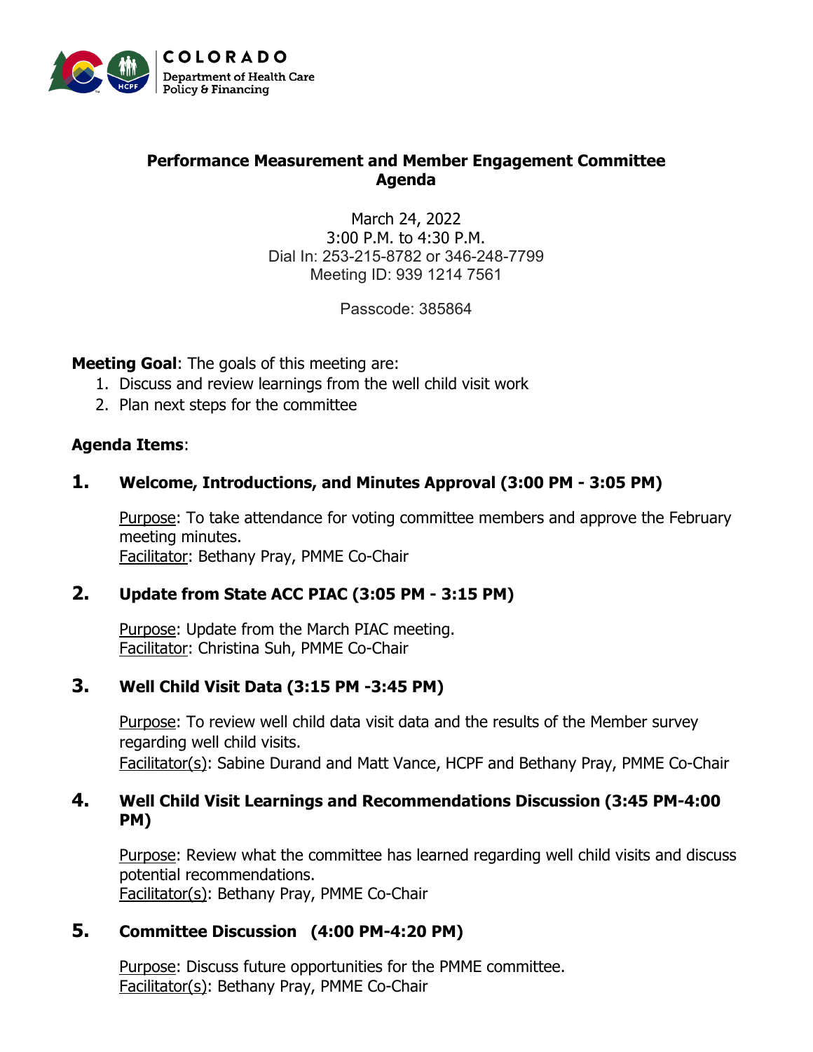COLORADO
Department of Health Care Policy & Financing

# Performance Measurement and Member Engagement Committee Agenda

March 24, 2022
3:00 P.M. to 4:30 P.M.
Dial In: 253-215-8782 or 346-248-7799
Meeting ID: 939 1214 7561

Passcode: 385864

**Meeting Goal**: The goals of this meeting are:

1. Discuss and review learnings from the well child visit work
2. Plan next steps for the committee

**Agenda Items**:

## 1. Welcome, Introductions, and Minutes Approval (3:00 PM - 3:05 PM)

Purpose: To take attendance for voting committee members and approve the February meeting minutes.
Facilitator: Bethany Pray, PMME Co-Chair

## 2. Update from State ACC PIAC (3:05 PM - 3:15 PM)

Purpose: Update from the March PIAC meeting.
Facilitator: Christina Suh, PMME Co-Chair

## 3. Well Child Visit Data (3:15 PM -3:45 PM)

Purpose: To review well child data visit data and the results of the Member survey regarding well child visits.
Facilitator(s): Sabine Durand and Matt Vance, HCPF and Bethany Pray, PMME Co-Chair

## 4. Well Child Visit Learnings and Recommendations Discussion (3:45 PM-4:00 PM)

Purpose: Review what the committee has learned regarding well child visits and discuss potential recommendations.
Facilitator(s): Bethany Pray, PMME Co-Chair

## 5. Committee Discussion (4:00 PM-4:20 PM)

Purpose: Discuss future opportunities for the PMME committee.
Facilitator(s): Bethany Pray, PMME Co-Chair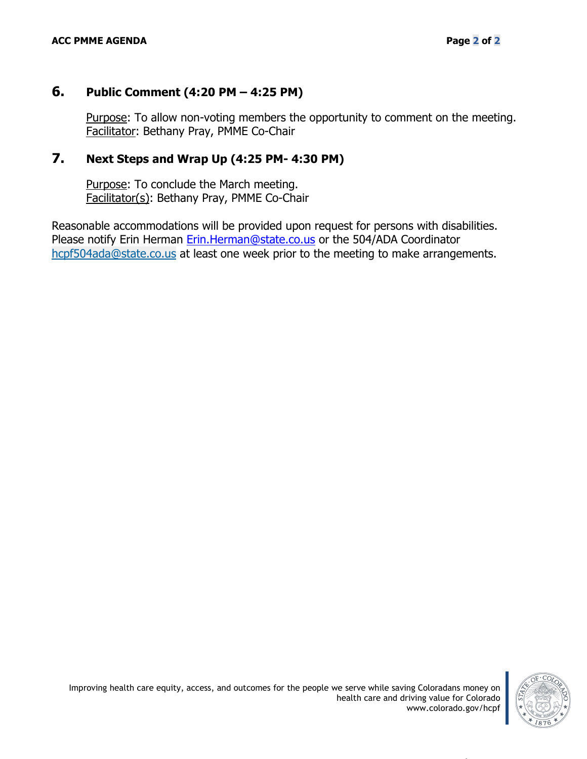## 6. Public Comment (4:20 PM – 4:25 PM)

Purpose: To allow non-voting members the opportunity to comment on the meeting.
Facilitator: Bethany Pray, PMME Co-Chair

## 7. Next Steps and Wrap Up (4:25 PM- 4:30 PM)

Purpose: To conclude the March meeting.
Facilitator(s): Bethany Pray, PMME Co-Chair

Reasonable accommodations will be provided upon request for persons with disabilities. Please notify Erin Herman Erin.Herman@state.co.us or the 504/ADA Coordinator hcpf504ada@state.co.us at least one week prior to the meeting to make arrangements.